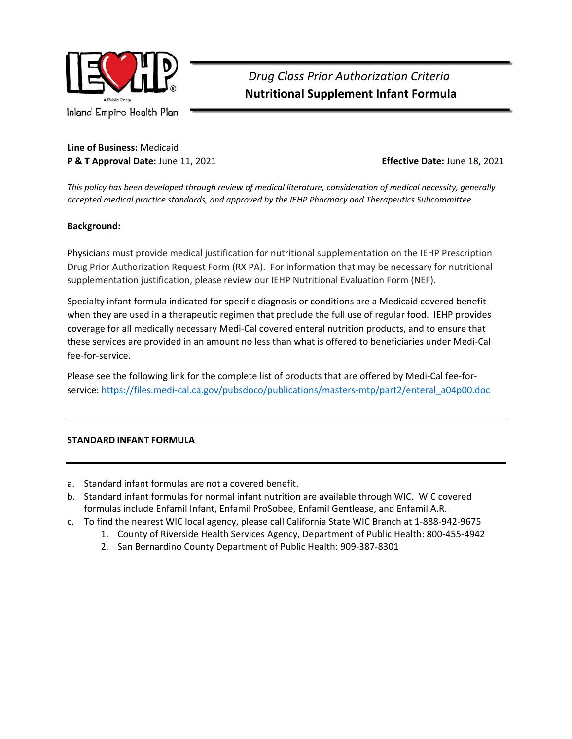Inland Empire Health Plan

*Drug Class Prior Authorization Criteria*

# Nutritional Supplement Infant Formula

**Line of Business:** Medicaid
**P & T Approval Date:** June 11, 2021 **Effective Date:** June 18, 2021

*This policy has been developed through review of medical literature, consideration of medical necessity, generally accepted medical practice standards, and approved by the IEHP Pharmacy and Therapeutics Subcommittee.*

**Background:**

Physicians must provide medical justification for nutritional supplementation on the IEHP Prescription Drug Prior Authorization Request Form (RX PA). For information that may be necessary for nutritional supplementation justification, please review our IEHP Nutritional Evaluation Form (NEF).

Specialty infant formula indicated for specific diagnosis or conditions are a Medicaid covered benefit when they are used in a therapeutic regimen that preclude the full use of regular food. IEHP provides coverage for all medically necessary Medi-Cal covered enteral nutrition products, and to ensure that these services are provided in an amount no less than what is offered to beneficiaries under Medi-Cal fee-for-service.

Please see the following link for the complete list of products that are offered by Medi-Cal fee-for-service: https://files.medi-cal.ca.gov/pubsdoco/publications/masters-mtp/part2/enteral_a04p00.doc

## STANDARD INFANT FORMULA

a. Standard infant formulas are not a covered benefit.
b. Standard infant formulas for normal infant nutrition are available through WIC. WIC covered formulas include Enfamil Infant, Enfamil ProSobee, Enfamil Gentlease, and Enfamil A.R.
c. To find the nearest WIC local agency, please call California State WIC Branch at 1-888-942-9675
    1. County of Riverside Health Services Agency, Department of Public Health: 800-455-4942
    2. San Bernardino County Department of Public Health: 909-387-8301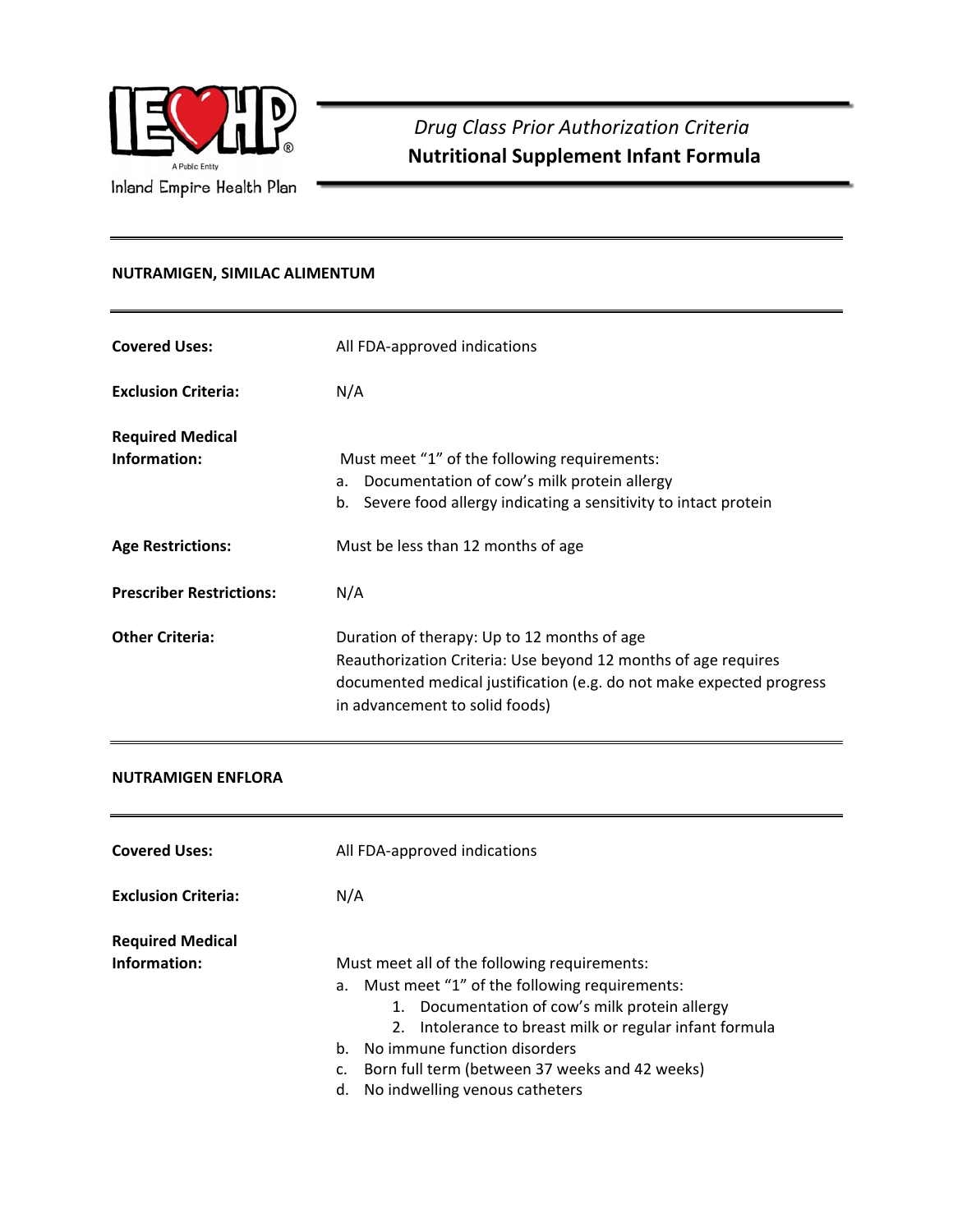# Drug Class Prior Authorization Criteria
## Nutritional Supplement Infant Formula

### NUTRAMIGEN, SIMILAC ALIMENTUM

**Covered Uses:** All FDA-approved indications

**Exclusion Criteria:** N/A

**Required Medical Information:**
Must meet "1" of the following requirements:
a. Documentation of cow's milk protein allergy
b. Severe food allergy indicating a sensitivity to intact protein

**Age Restrictions:** Must be less than 12 months of age

**Prescriber Restrictions:** N/A

**Other Criteria:** Duration of therapy: Up to 12 months of age
Reauthorization Criteria: Use beyond 12 months of age requires documented medical justification (e.g. do not make expected progress in advancement to solid foods)

### NUTRAMIGEN ENFLORA

**Covered Uses:** All FDA-approved indications

**Exclusion Criteria:** N/A

**Required Medical Information:**
Must meet all of the following requirements:
a. Must meet "1" of the following requirements:
    1. Documentation of cow's milk protein allergy
    2. Intolerance to breast milk or regular infant formula
b. No immune function disorders
c. Born full term (between 37 weeks and 42 weeks)
d. No indwelling venous catheters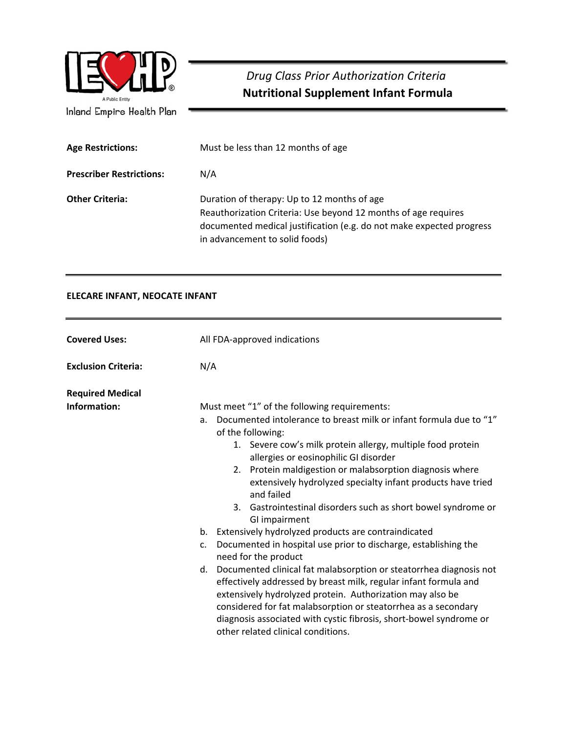# *Drug Class Prior Authorization Criteria*
## Nutritional Supplement Infant Formula

**Age Restrictions:** Must be less than 12 months of age

**Prescriber Restrictions:** N/A

**Other Criteria:** Duration of therapy: Up to 12 months of age
Reauthorization Criteria: Use beyond 12 months of age requires documented medical justification (e.g. do not make expected progress in advancement to solid foods)

---

**ELECARE INFANT, NEOCATE INFANT**

---

**Covered Uses:** All FDA-approved indications

**Exclusion Criteria:** N/A

**Required Medical Information:** Must meet "1" of the following requirements:

a. Documented intolerance to breast milk or infant formula due to "1" of the following:
   1. Severe cow's milk protein allergy, multiple food protein allergies or eosinophilic GI disorder
   2. Protein maldigestion or malabsorption diagnosis where extensively hydrolyzed specialty infant products have tried and failed
   3. Gastrointestinal disorders such as short bowel syndrome or GI impairment

b. Extensively hydrolyzed products are contraindicated

c. Documented in hospital use prior to discharge, establishing the need for the product

d. Documented clinical fat malabsorption or steatorrhea diagnosis not effectively addressed by breast milk, regular infant formula and extensively hydrolyzed protein. Authorization may also be considered for fat malabsorption or steatorrhea as a secondary diagnosis associated with cystic fibrosis, short-bowel syndrome or other related clinical conditions.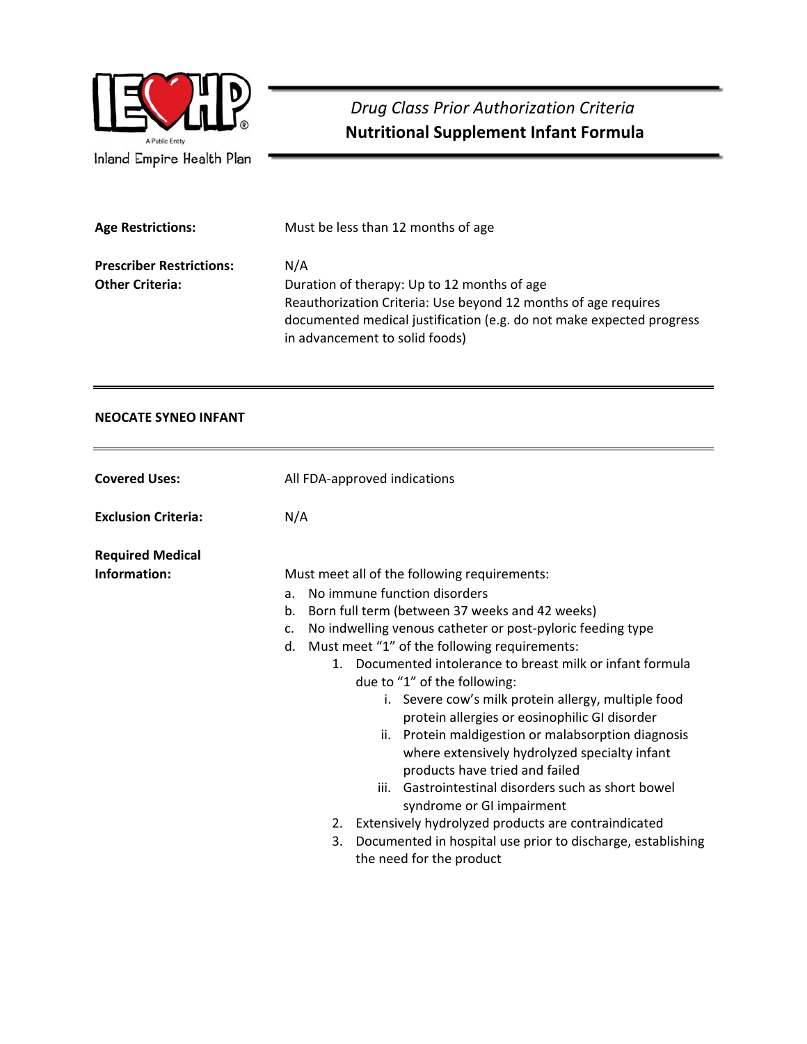*Drug Class Prior Authorization Criteria*
**Nutritional Supplement Infant Formula**

**Age Restrictions:** Must be less than 12 months of age

**Prescriber Restrictions:** N/A

**Other Criteria:** Duration of therapy: Up to 12 months of age
Reauthorization Criteria: Use beyond 12 months of age requires documented medical justification (e.g. do not make expected progress in advancement to solid foods)

---

**NEOCATE SYNEO INFANT**

---

**Covered Uses:** All FDA-approved indications

**Exclusion Criteria:** N/A

**Required Medical Information:** Must meet all of the following requirements:

a. No immune function disorders
b. Born full term (between 37 weeks and 42 weeks)
c. No indwelling venous catheter or post-pyloric feeding type
d. Must meet "1" of the following requirements:
    1. Documented intolerance to breast milk or infant formula due to "1" of the following:
        i. Severe cow's milk protein allergy, multiple food protein allergies or eosinophilic GI disorder
        ii. Protein maldigestion or malabsorption diagnosis where extensively hydrolyzed specialty infant products have tried and failed
        iii. Gastrointestinal disorders such as short bowel syndrome or GI impairment
    2. Extensively hydrolyzed products are contraindicated
    3. Documented in hospital use prior to discharge, establishing the need for the product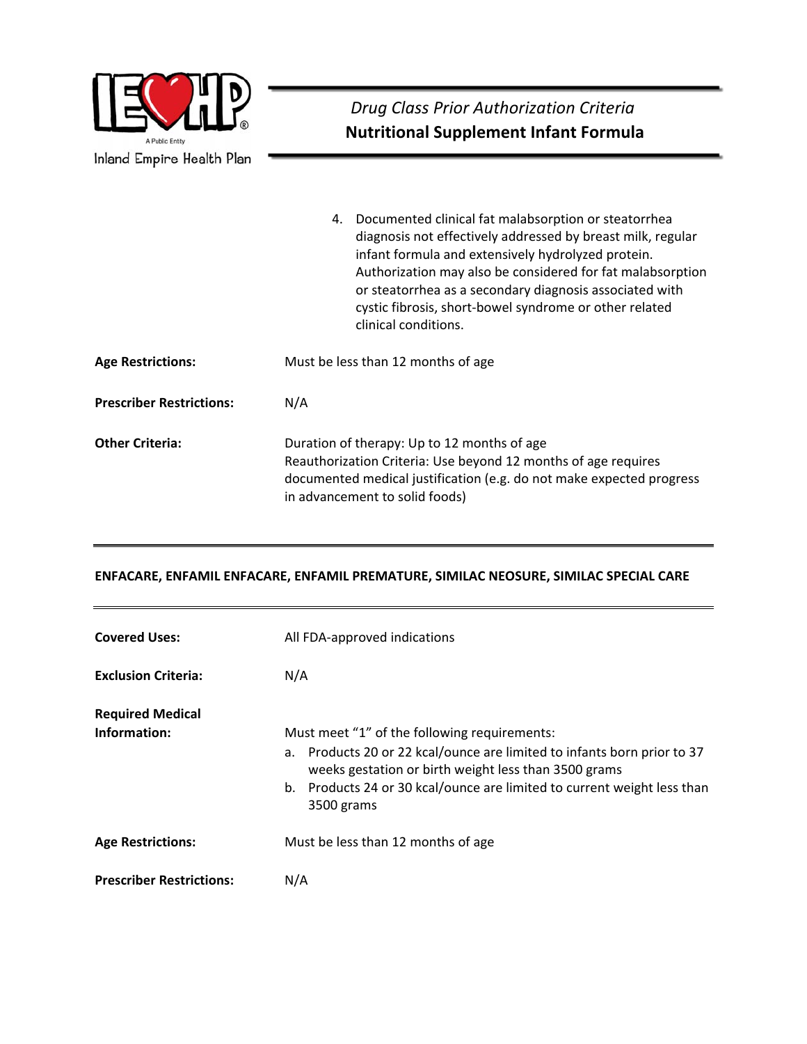4. Documented clinical fat malabsorption or steatorrhea diagnosis not effectively addressed by breast milk, regular infant formula and extensively hydrolyzed protein. Authorization may also be considered for fat malabsorption or steatorrhea as a secondary diagnosis associated with cystic fibrosis, short-bowel syndrome or other related clinical conditions.

**Age Restrictions:** Must be less than 12 months of age

**Prescriber Restrictions:** N/A

**Other Criteria:** Duration of therapy: Up to 12 months of age
Reauthorization Criteria: Use beyond 12 months of age requires documented medical justification (e.g. do not make expected progress in advancement to solid foods)

---

## ENFACARE, ENFAMIL ENFACARE, ENFAMIL PREMATURE, SIMILAC NEOSURE, SIMILAC SPECIAL CARE

---

**Covered Uses:** All FDA-approved indications

**Exclusion Criteria:** N/A

**Required Medical Information:** Must meet "1" of the following requirements:

a. Products 20 or 22 kcal/ounce are limited to infants born prior to 37 weeks gestation or birth weight less than 3500 grams
b. Products 24 or 30 kcal/ounce are limited to current weight less than 3500 grams

**Age Restrictions:** Must be less than 12 months of age

**Prescriber Restrictions:** N/A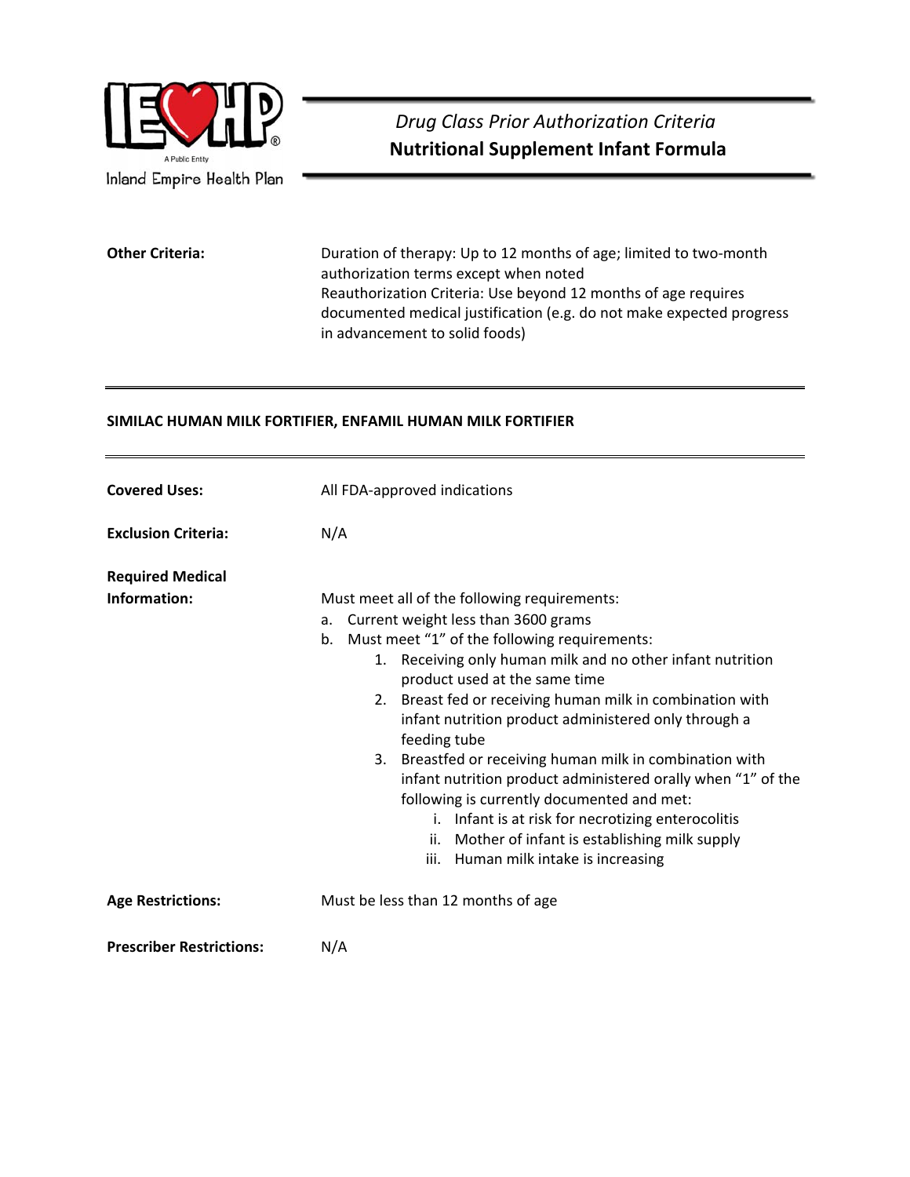| | |
|---|---|
| **Other Criteria:** | Duration of therapy: Up to 12 months of age; limited to two-month authorization terms except when noted<br>Reauthorization Criteria: Use beyond 12 months of age requires documented medical justification (e.g. do not make expected progress in advancement to solid foods) |

---

**SIMILAC HUMAN MILK FORTIFIER, ENFAMIL HUMAN MILK FORTIFIER**

---

**Covered Uses:** All FDA-approved indications

**Exclusion Criteria:** N/A

**Required Medical Information:**

Must meet all of the following requirements:

a. Current weight less than 3600 grams
b. Must meet "1" of the following requirements:
   1. Receiving only human milk and no other infant nutrition product used at the same time
   2. Breast fed or receiving human milk in combination with infant nutrition product administered only through a feeding tube
   3. Breastfed or receiving human milk in combination with infant nutrition product administered orally when "1" of the following is currently documented and met:
      i. Infant is at risk for necrotizing enterocolitis
      ii. Mother of infant is establishing milk supply
      iii. Human milk intake is increasing

**Age Restrictions:** Must be less than 12 months of age

**Prescriber Restrictions:** N/A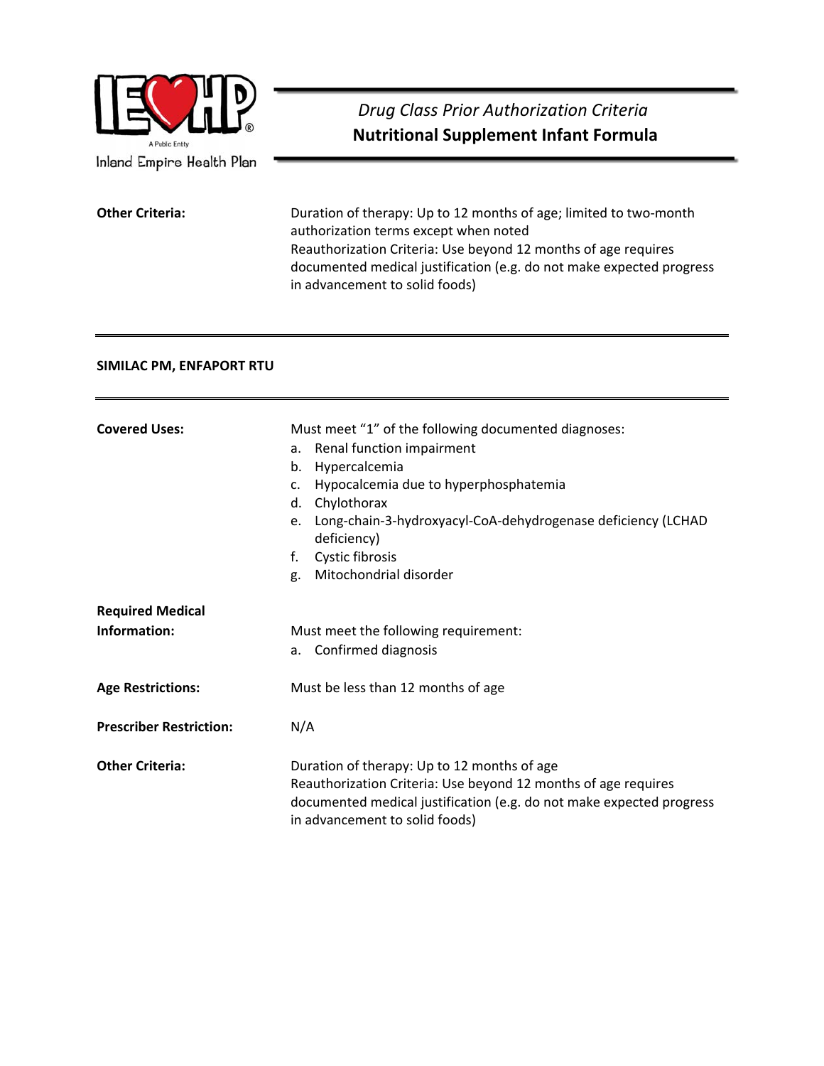**Other Criteria:** Duration of therapy: Up to 12 months of age; limited to two-month authorization terms except when noted
Reauthorization Criteria: Use beyond 12 months of age requires documented medical justification (e.g. do not make expected progress in advancement to solid foods)

---

## SIMILAC PM, ENFAPORT RTU

---

**Covered Uses:** Must meet "1" of the following documented diagnoses:

a. Renal function impairment
b. Hypercalcemia
c. Hypocalcemia due to hyperphosphatemia
d. Chylothorax
e. Long-chain-3-hydroxyacyl-CoA-dehydrogenase deficiency (LCHAD deficiency)
f. Cystic fibrosis
g. Mitochondrial disorder

**Required Medical Information:** Must meet the following requirement:

a. Confirmed diagnosis

**Age Restrictions:** Must be less than 12 months of age

**Prescriber Restriction:** N/A

**Other Criteria:** Duration of therapy: Up to 12 months of age
Reauthorization Criteria: Use beyond 12 months of age requires documented medical justification (e.g. do not make expected progress in advancement to solid foods)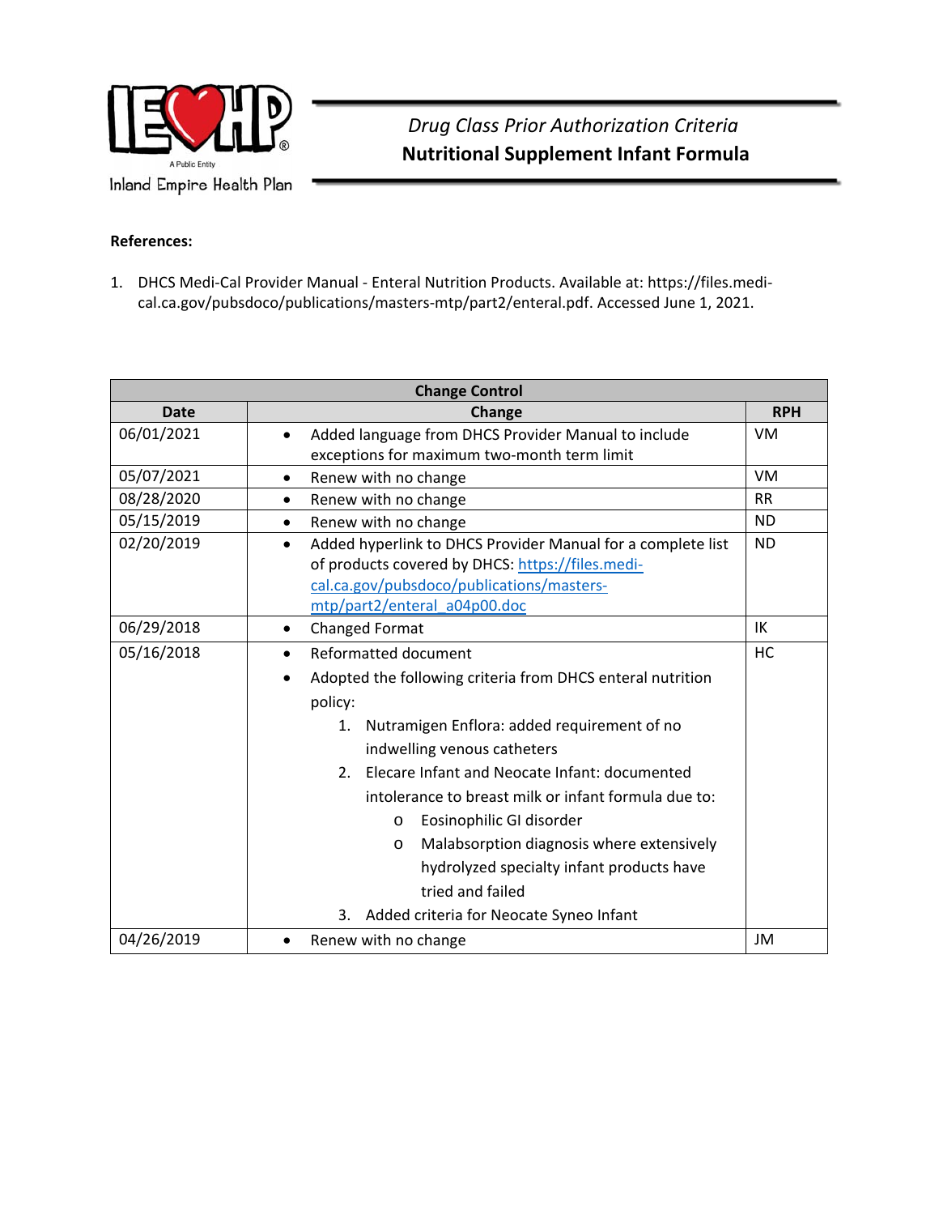**References:**

1. DHCS Medi-Cal Provider Manual - Enteral Nutrition Products. Available at: https://files.medi-cal.ca.gov/pubsdoco/publications/masters-mtp/part2/enteral.pdf. Accessed June 1, 2021.

| Change Control | | |
|---|---|---|
| **Date** | **Change** | **RPH** |
| 06/01/2021 | • Added language from DHCS Provider Manual to include exceptions for maximum two-month term limit | VM |
| 05/07/2021 | • Renew with no change | VM |
| 08/28/2020 | • Renew with no change | RR |
| 05/15/2019 | • Renew with no change | ND |
| 02/20/2019 | • Added hyperlink to DHCS Provider Manual for a complete list of products covered by DHCS: https://files.medi-cal.ca.gov/pubsdoco/publications/masters-mtp/part2/enteral_a04p00.doc | ND |
| 06/29/2018 | • Changed Format | IK |
| 05/16/2018 | • Reformatted document<br>• Adopted the following criteria from DHCS enteral nutrition policy:<br>1. Nutramigen Enflora: added requirement of no indwelling venous catheters<br>2. Elecare Infant and Neocate Infant: documented intolerance to breast milk or infant formula due to:<br>o Eosinophilic GI disorder<br>o Malabsorption diagnosis where extensively hydrolyzed specialty infant products have tried and failed<br>3. Added criteria for Neocate Syneo Infant | HC |
| 04/26/2019 | • Renew with no change | JM |